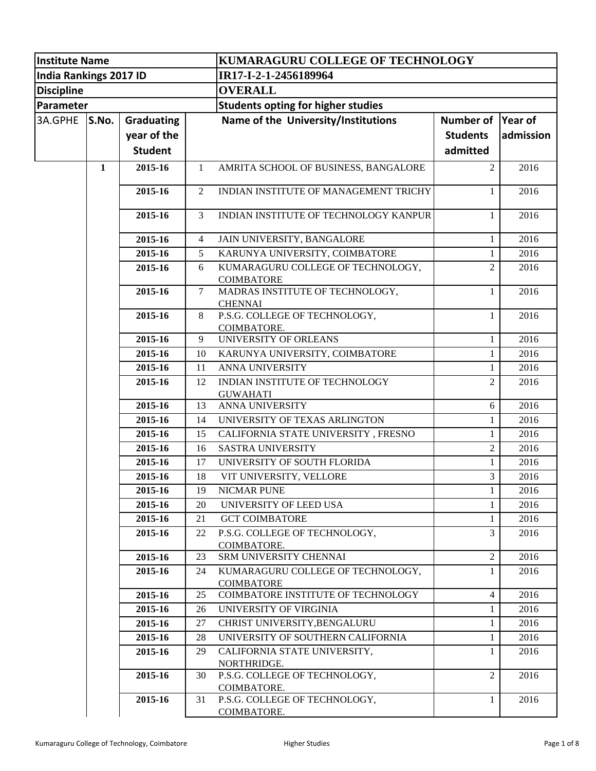| Institute Name | | | | KUMARAGURU COLLEGE OF TECHNOLOGY | | |
|---|---|---|---|---|---|---|
| India Rankings 2017 ID | | | | IR17-I-2-1-2456189964 | | |
| Discipline | | | | OVERALL | | |
| Parameter | | | | Students opting for higher studies | | |
| 3A.GPHE | S.No. | Graduating year of the Student | | Name of the University/Institutions | Number of Students admitted | Year of admission |
| | 1 | 2015-16 | 1 | AMRITA SCHOOL OF BUSINESS, BANGALORE | 2 | 2016 |
| | | 2015-16 | 2 | INDIAN INSTITUTE OF MANAGEMENT TRICHY | 1 | 2016 |
| | | 2015-16 | 3 | INDIAN INSTITUTE OF TECHNOLOGY KANPUR | 1 | 2016 |
| | | 2015-16 | 4 | JAIN UNIVERSITY, BANGALORE | 1 | 2016 |
| | | 2015-16 | 5 | KARUNYA UNIVERSITY, COIMBATORE | 1 | 2016 |
| | | 2015-16 | 6 | KUMARAGURU COLLEGE OF TECHNOLOGY, COIMBATORE | 2 | 2016 |
| | | 2015-16 | 7 | MADRAS INSTITUTE OF TECHNOLOGY, CHENNAI | 1 | 2016 |
| | | 2015-16 | 8 | P.S.G. COLLEGE OF TECHNOLOGY, COIMBATORE. | 1 | 2016 |
| | | 2015-16 | 9 | UNIVERSITY OF ORLEANS | 1 | 2016 |
| | | 2015-16 | 10 | KARUNYA UNIVERSITY, COIMBATORE | 1 | 2016 |
| | | 2015-16 | 11 | ANNA UNIVERSITY | 1 | 2016 |
| | | 2015-16 | 12 | INDIAN INSTITUTE OF TECHNOLOGY GUWAHATI | 2 | 2016 |
| | | 2015-16 | 13 | ANNA UNIVERSITY | 6 | 2016 |
| | | 2015-16 | 14 | UNIVERSITY OF TEXAS ARLINGTON | 1 | 2016 |
| | | 2015-16 | 15 | CALIFORNIA STATE UNIVERSITY , FRESNO | 1 | 2016 |
| | | 2015-16 | 16 | SASTRA UNIVERSITY | 2 | 2016 |
| | | 2015-16 | 17 | UNIVERSITY OF SOUTH FLORIDA | 1 | 2016 |
| | | 2015-16 | 18 | VIT UNIVERSITY, VELLORE | 3 | 2016 |
| | | 2015-16 | 19 | NICMAR PUNE | 1 | 2016 |
| | | 2015-16 | 20 | UNIVERSITY OF LEED USA | 1 | 2016 |
| | | 2015-16 | 21 | GCT COIMBATORE | 1 | 2016 |
| | | 2015-16 | 22 | P.S.G. COLLEGE OF TECHNOLOGY, COIMBATORE. | 3 | 2016 |
| | | 2015-16 | 23 | SRM UNIVERSITY CHENNAI | 2 | 2016 |
| | | 2015-16 | 24 | KUMARAGURU COLLEGE OF TECHNOLOGY, COIMBATORE | 1 | 2016 |
| | | 2015-16 | 25 | COIMBATORE INSTITUTE OF TECHNOLOGY | 4 | 2016 |
| | | 2015-16 | 26 | UNIVERSITY OF VIRGINIA | 1 | 2016 |
| | | 2015-16 | 27 | CHRIST UNIVERSITY,BENGALURU | 1 | 2016 |
| | | 2015-16 | 28 | UNIVERSITY OF SOUTHERN CALIFORNIA | 1 | 2016 |
| | | 2015-16 | 29 | CALIFORNIA STATE UNIVERSITY, NORTHRIDGE. | 1 | 2016 |
| | | 2015-16 | 30 | P.S.G. COLLEGE OF TECHNOLOGY, COIMBATORE. | 2 | 2016 |
| | | 2015-16 | 31 | P.S.G. COLLEGE OF TECHNOLOGY, COIMBATORE. | 1 | 2016 |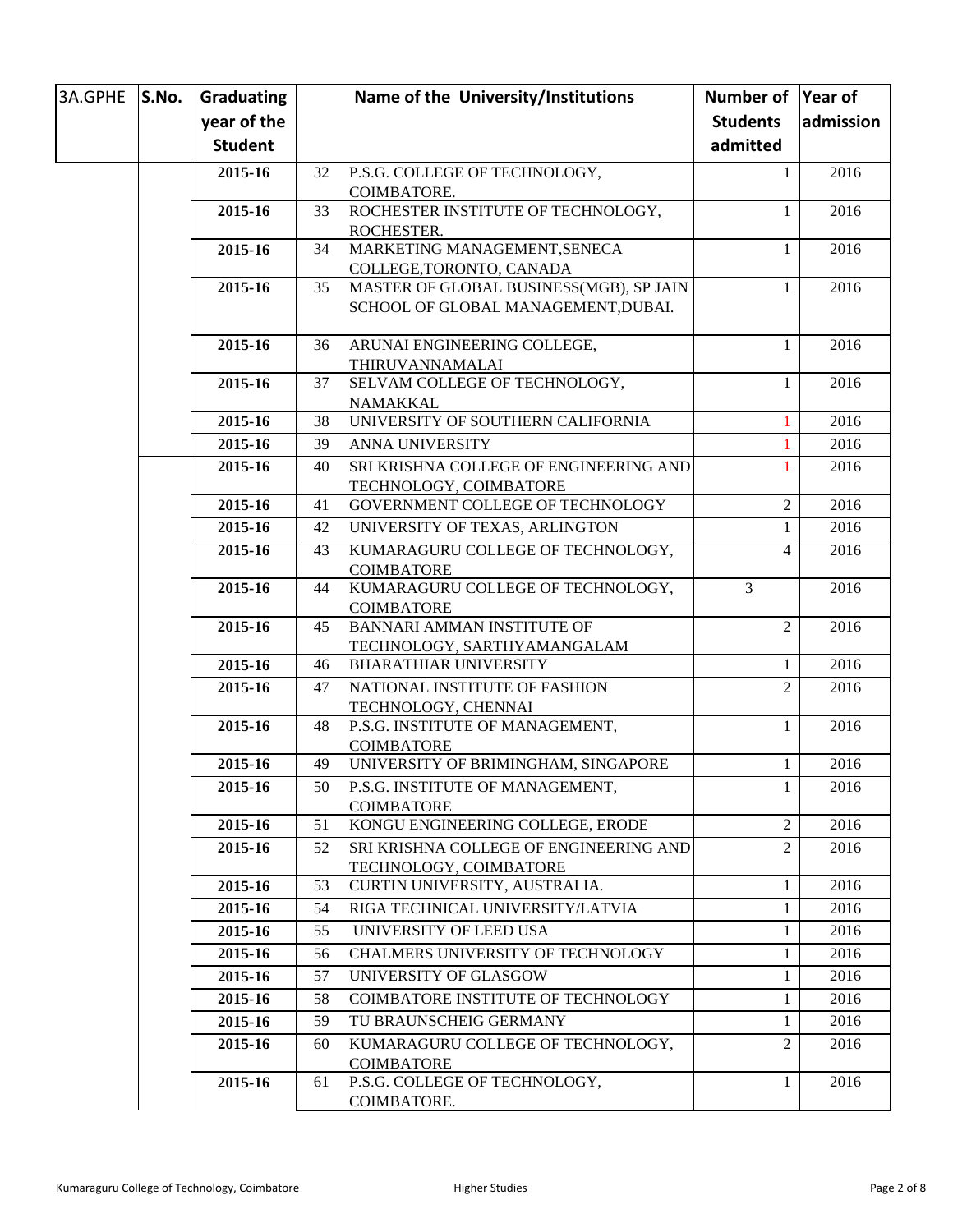| 3A.GPHE | S.No. | Graduating year of the Student | | Name of the University/Institutions | Number of Students admitted | Year of admission |
|---|---|---|---|---|---|---|
| | | 2015-16 | 32 | P.S.G. COLLEGE OF TECHNOLOGY, COIMBATORE. | 1 | 2016 |
| | | 2015-16 | 33 | ROCHESTER INSTITUTE OF TECHNOLOGY, ROCHESTER. | 1 | 2016 |
| | | 2015-16 | 34 | MARKETING MANAGEMENT,SENECA COLLEGE,TORONTO, CANADA | 1 | 2016 |
| | | 2015-16 | 35 | MASTER OF GLOBAL BUSINESS(MGB), SP JAIN SCHOOL OF GLOBAL MANAGEMENT,DUBAI. | 1 | 2016 |
| | | 2015-16 | 36 | ARUNAI ENGINEERING COLLEGE, THIRUVANNAMALAI | 1 | 2016 |
| | | 2015-16 | 37 | SELVAM COLLEGE OF TECHNOLOGY, NAMAKKAL | 1 | 2016 |
| | | 2015-16 | 38 | UNIVERSITY OF SOUTHERN CALIFORNIA | 1 | 2016 |
| | | 2015-16 | 39 | ANNA UNIVERSITY | 1 | 2016 |
| | | 2015-16 | 40 | SRI KRISHNA COLLEGE OF ENGINEERING AND TECHNOLOGY, COIMBATORE | 1 | 2016 |
| | | 2015-16 | 41 | GOVERNMENT COLLEGE OF TECHNOLOGY | 2 | 2016 |
| | | 2015-16 | 42 | UNIVERSITY OF TEXAS, ARLINGTON | 1 | 2016 |
| | | 2015-16 | 43 | KUMARAGURU COLLEGE OF TECHNOLOGY, COIMBATORE | 4 | 2016 |
| | | 2015-16 | 44 | KUMARAGURU COLLEGE OF TECHNOLOGY, COIMBATORE | 3 | 2016 |
| | | 2015-16 | 45 | BANNARI AMMAN INSTITUTE OF TECHNOLOGY, SARTHYAMANGALAM | 2 | 2016 |
| | | 2015-16 | 46 | BHARATHIAR UNIVERSITY | 1 | 2016 |
| | | 2015-16 | 47 | NATIONAL INSTITUTE OF FASHION TECHNOLOGY, CHENNAI | 2 | 2016 |
| | | 2015-16 | 48 | P.S.G. INSTITUTE OF MANAGEMENT, COIMBATORE | 1 | 2016 |
| | | 2015-16 | 49 | UNIVERSITY OF BRIMINGHAM, SINGAPORE | 1 | 2016 |
| | | 2015-16 | 50 | P.S.G. INSTITUTE OF MANAGEMENT, COIMBATORE | 1 | 2016 |
| | | 2015-16 | 51 | KONGU ENGINEERING COLLEGE, ERODE | 2 | 2016 |
| | | 2015-16 | 52 | SRI KRISHNA COLLEGE OF ENGINEERING AND TECHNOLOGY, COIMBATORE | 2 | 2016 |
| | | 2015-16 | 53 | CURTIN UNIVERSITY, AUSTRALIA. | 1 | 2016 |
| | | 2015-16 | 54 | RIGA TECHNICAL UNIVERSITY/LATVIA | 1 | 2016 |
| | | 2015-16 | 55 | UNIVERSITY OF LEED USA | 1 | 2016 |
| | | 2015-16 | 56 | CHALMERS UNIVERSITY OF TECHNOLOGY | 1 | 2016 |
| | | 2015-16 | 57 | UNIVERSITY OF GLASGOW | 1 | 2016 |
| | | 2015-16 | 58 | COIMBATORE INSTITUTE OF TECHNOLOGY | 1 | 2016 |
| | | 2015-16 | 59 | TU BRAUNSCHEIG GERMANY | 1 | 2016 |
| | | 2015-16 | 60 | KUMARAGURU COLLEGE OF TECHNOLOGY, COIMBATORE | 2 | 2016 |
| | | 2015-16 | 61 | P.S.G. COLLEGE OF TECHNOLOGY, COIMBATORE. | 1 | 2016 |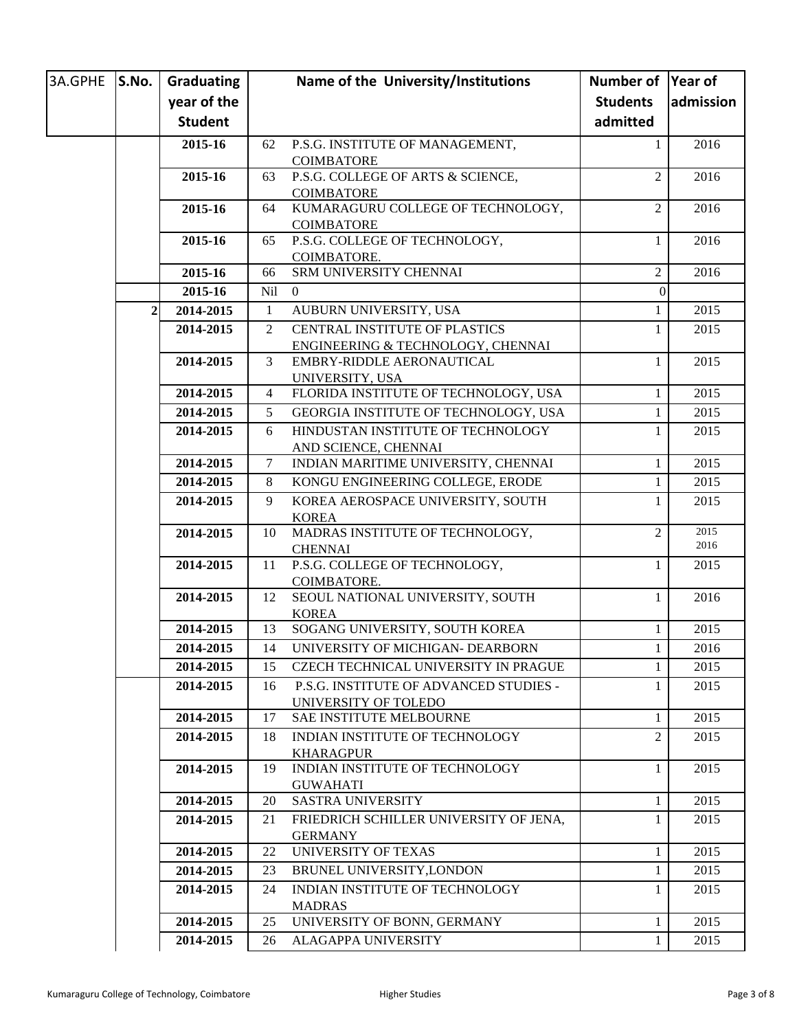| 3A.GPHE | S.No. | Graduating year of the Student | | Name of the University/Institutions | Number of Students admitted | Year of admission |
|---|---|---|---|---|---|---|
| | | 2015-16 | 62 | P.S.G. INSTITUTE OF MANAGEMENT, COIMBATORE | 1 | 2016 |
| | | 2015-16 | 63 | P.S.G. COLLEGE OF ARTS & SCIENCE, COIMBATORE | 2 | 2016 |
| | | 2015-16 | 64 | KUMARAGURU COLLEGE OF TECHNOLOGY, COIMBATORE | 2 | 2016 |
| | | 2015-16 | 65 | P.S.G. COLLEGE OF TECHNOLOGY, COIMBATORE. | 1 | 2016 |
| | | 2015-16 | 66 | SRM UNIVERSITY CHENNAI | 2 | 2016 |
| | | 2015-16 | Nil | 0 | 0 | |
| | 2 | 2014-2015 | 1 | AUBURN UNIVERSITY, USA | 1 | 2015 |
| | | 2014-2015 | 2 | CENTRAL INSTITUTE OF PLASTICS ENGINEERING & TECHNOLOGY, CHENNAI | 1 | 2015 |
| | | 2014-2015 | 3 | EMBRY-RIDDLE AERONAUTICAL UNIVERSITY, USA | 1 | 2015 |
| | | 2014-2015 | 4 | FLORIDA INSTITUTE OF TECHNOLOGY, USA | 1 | 2015 |
| | | 2014-2015 | 5 | GEORGIA INSTITUTE OF TECHNOLOGY, USA | 1 | 2015 |
| | | 2014-2015 | 6 | HINDUSTAN INSTITUTE OF TECHNOLOGY AND SCIENCE, CHENNAI | 1 | 2015 |
| | | 2014-2015 | 7 | INDIAN MARITIME UNIVERSITY, CHENNAI | 1 | 2015 |
| | | 2014-2015 | 8 | KONGU ENGINEERING COLLEGE, ERODE | 1 | 2015 |
| | | 2014-2015 | 9 | KOREA AEROSPACE UNIVERSITY, SOUTH KOREA | 1 | 2015 |
| | | 2014-2015 | 10 | MADRAS INSTITUTE OF TECHNOLOGY, CHENNAI | 2 | 2015 2016 |
| | | 2014-2015 | 11 | P.S.G. COLLEGE OF TECHNOLOGY, COIMBATORE. | 1 | 2015 |
| | | 2014-2015 | 12 | SEOUL NATIONAL UNIVERSITY, SOUTH KOREA | 1 | 2016 |
| | | 2014-2015 | 13 | SOGANG UNIVERSITY, SOUTH KOREA | 1 | 2015 |
| | | 2014-2015 | 14 | UNIVERSITY OF MICHIGAN- DEARBORN | 1 | 2016 |
| | | 2014-2015 | 15 | CZECH TECHNICAL UNIVERSITY IN PRAGUE | 1 | 2015 |
| | | 2014-2015 | 16 | P.S.G. INSTITUTE OF ADVANCED STUDIES - UNIVERSITY OF TOLEDO | 1 | 2015 |
| | | 2014-2015 | 17 | SAE INSTITUTE MELBOURNE | 1 | 2015 |
| | | 2014-2015 | 18 | INDIAN INSTITUTE OF TECHNOLOGY KHARAGPUR | 2 | 2015 |
| | | 2014-2015 | 19 | INDIAN INSTITUTE OF TECHNOLOGY GUWAHATI | 1 | 2015 |
| | | 2014-2015 | 20 | SASTRA UNIVERSITY | 1 | 2015 |
| | | 2014-2015 | 21 | FRIEDRICH SCHILLER UNIVERSITY OF JENA, GERMANY | 1 | 2015 |
| | | 2014-2015 | 22 | UNIVERSITY OF TEXAS | 1 | 2015 |
| | | 2014-2015 | 23 | BRUNEL UNIVERSITY,LONDON | 1 | 2015 |
| | | 2014-2015 | 24 | INDIAN INSTITUTE OF TECHNOLOGY MADRAS | 1 | 2015 |
| | | 2014-2015 | 25 | UNIVERSITY OF BONN, GERMANY | 1 | 2015 |
| | | 2014-2015 | 26 | ALAGAPPA UNIVERSITY | 1 | 2015 |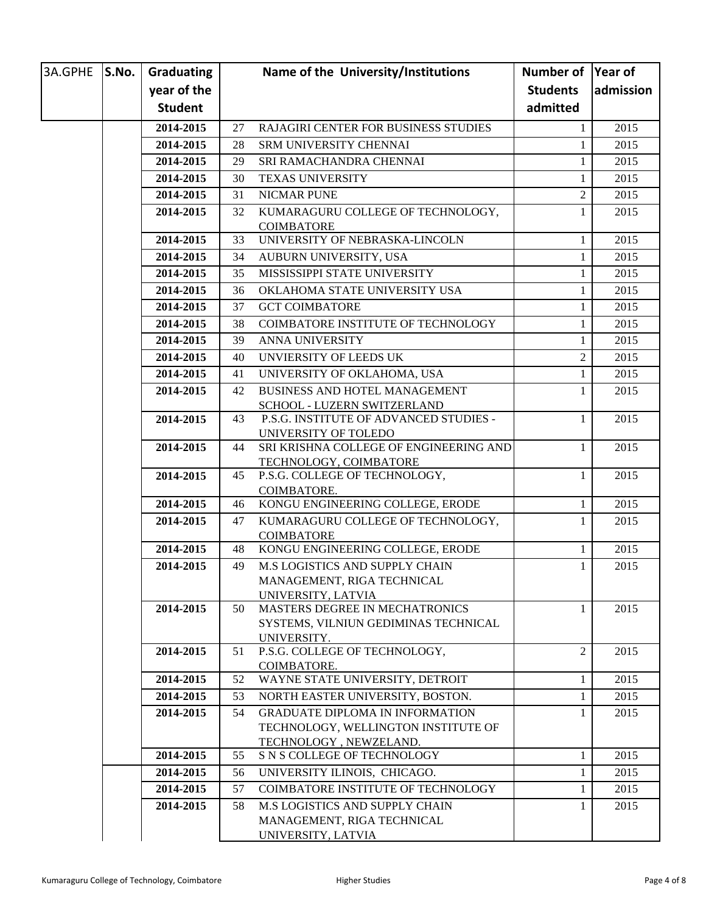| 3A.GPHE | S.No. | Graduating year of the Student | | Name of the University/Institutions | Number of Students admitted | Year of admission |
|---|---|---|---|---|---|---|
| | | 2014-2015 | 27 | RAJAGIRI CENTER FOR BUSINESS STUDIES | 1 | 2015 |
| | | 2014-2015 | 28 | SRM UNIVERSITY CHENNAI | 1 | 2015 |
| | | 2014-2015 | 29 | SRI RAMACHANDRA CHENNAI | 1 | 2015 |
| | | 2014-2015 | 30 | TEXAS UNIVERSITY | 1 | 2015 |
| | | 2014-2015 | 31 | NICMAR PUNE | 2 | 2015 |
| | | 2014-2015 | 32 | KUMARAGURU COLLEGE OF TECHNOLOGY, COIMBATORE | 1 | 2015 |
| | | 2014-2015 | 33 | UNIVERSITY OF NEBRASKA-LINCOLN | 1 | 2015 |
| | | 2014-2015 | 34 | AUBURN UNIVERSITY, USA | 1 | 2015 |
| | | 2014-2015 | 35 | MISSISSIPPI STATE UNIVERSITY | 1 | 2015 |
| | | 2014-2015 | 36 | OKLAHOMA STATE UNIVERSITY USA | 1 | 2015 |
| | | 2014-2015 | 37 | GCT COIMBATORE | 1 | 2015 |
| | | 2014-2015 | 38 | COIMBATORE INSTITUTE OF TECHNOLOGY | 1 | 2015 |
| | | 2014-2015 | 39 | ANNA UNIVERSITY | 1 | 2015 |
| | | 2014-2015 | 40 | UNVIERSITY OF LEEDS UK | 2 | 2015 |
| | | 2014-2015 | 41 | UNIVERSITY OF OKLAHOMA, USA | 1 | 2015 |
| | | 2014-2015 | 42 | BUSINESS AND HOTEL MANAGEMENT SCHOOL - LUZERN SWITZERLAND | 1 | 2015 |
| | | 2014-2015 | 43 | P.S.G. INSTITUTE OF ADVANCED STUDIES - UNIVERSITY OF TOLEDO | 1 | 2015 |
| | | 2014-2015 | 44 | SRI KRISHNA COLLEGE OF ENGINEERING AND TECHNOLOGY, COIMBATORE | 1 | 2015 |
| | | 2014-2015 | 45 | P.S.G. COLLEGE OF TECHNOLOGY, COIMBATORE. | 1 | 2015 |
| | | 2014-2015 | 46 | KONGU ENGINEERING COLLEGE, ERODE | 1 | 2015 |
| | | 2014-2015 | 47 | KUMARAGURU COLLEGE OF TECHNOLOGY, COIMBATORE | 1 | 2015 |
| | | 2014-2015 | 48 | KONGU ENGINEERING COLLEGE, ERODE | 1 | 2015 |
| | | 2014-2015 | 49 | M.S LOGISTICS AND SUPPLY CHAIN MANAGEMENT, RIGA TECHNICAL UNIVERSITY, LATVIA | 1 | 2015 |
| | | 2014-2015 | 50 | MASTERS DEGREE IN MECHATRONICS SYSTEMS, VILNIUN GEDIMINAS TECHNICAL UNIVERSITY. | 1 | 2015 |
| | | 2014-2015 | 51 | P.S.G. COLLEGE OF TECHNOLOGY, COIMBATORE. | 2 | 2015 |
| | | 2014-2015 | 52 | WAYNE STATE UNIVERSITY, DETROIT | 1 | 2015 |
| | | 2014-2015 | 53 | NORTH EASTER UNIVERSITY, BOSTON. | 1 | 2015 |
| | | 2014-2015 | 54 | GRADUATE DIPLOMA IN INFORMATION TECHNOLOGY, WELLINGTON INSTITUTE OF TECHNOLOGY , NEWZELAND. | 1 | 2015 |
| | | 2014-2015 | 55 | S N S COLLEGE OF TECHNOLOGY | 1 | 2015 |
| | | 2014-2015 | 56 | UNIVERSITY ILINOIS, CHICAGO. | 1 | 2015 |
| | | 2014-2015 | 57 | COIMBATORE INSTITUTE OF TECHNOLOGY | 1 | 2015 |
| | | 2014-2015 | 58 | M.S LOGISTICS AND SUPPLY CHAIN MANAGEMENT, RIGA TECHNICAL UNIVERSITY, LATVIA | 1 | 2015 |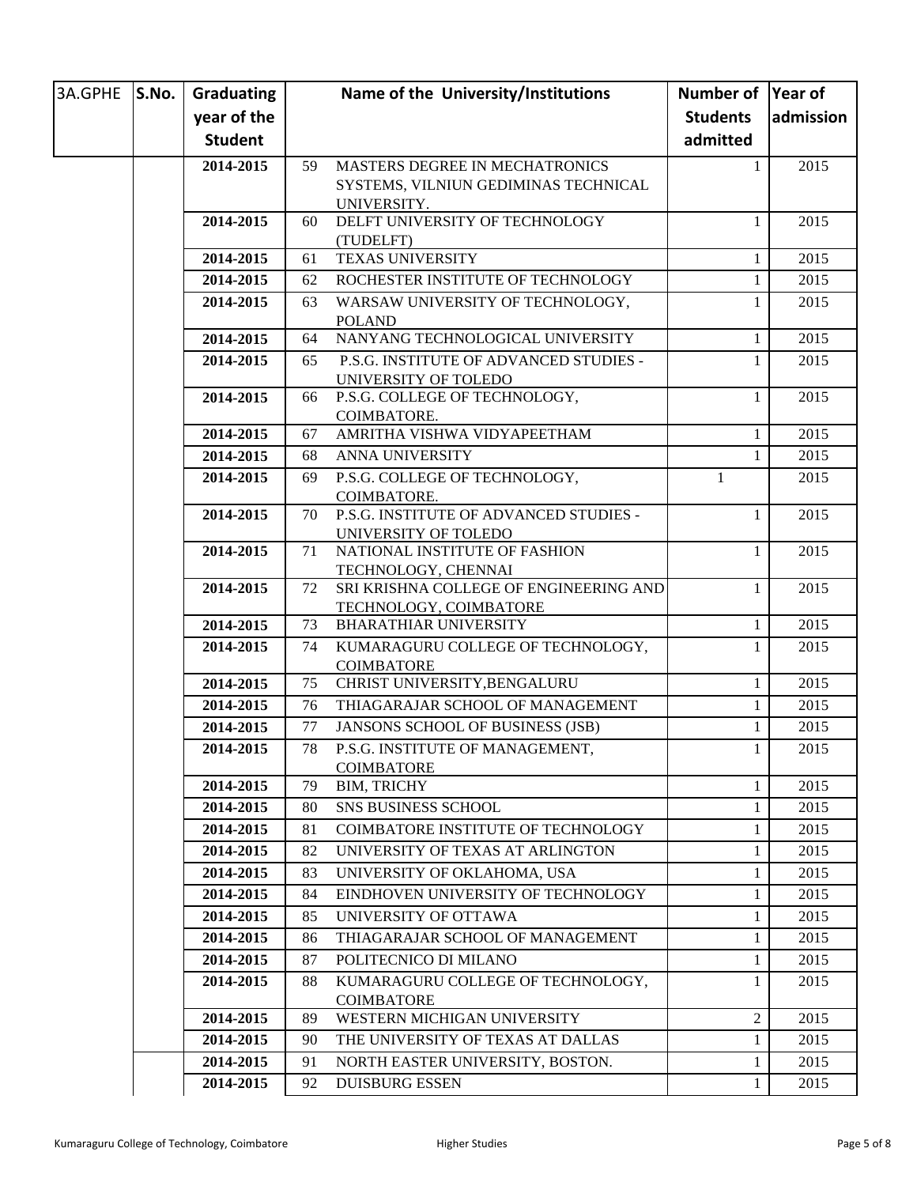| 3A.GPHE | S.No. | Graduating year of the Student | Name of the University/Institutions | | Number of Students admitted | Year of admission |
|---|---|---|---|---|---|---|
| | | 2014-2015 | 59 | MASTERS DEGREE IN MECHATRONICS SYSTEMS, VILNIUN GEDIMINAS TECHNICAL UNIVERSITY. | 1 | 2015 |
| | | 2014-2015 | 60 | DELFT UNIVERSITY OF TECHNOLOGY (TUDELFT) | 1 | 2015 |
| | | 2014-2015 | 61 | TEXAS UNIVERSITY | 1 | 2015 |
| | | 2014-2015 | 62 | ROCHESTER INSTITUTE OF TECHNOLOGY | 1 | 2015 |
| | | 2014-2015 | 63 | WARSAW UNIVERSITY OF TECHNOLOGY, POLAND | 1 | 2015 |
| | | 2014-2015 | 64 | NANYANG TECHNOLOGICAL UNIVERSITY | 1 | 2015 |
| | | 2014-2015 | 65 | P.S.G. INSTITUTE OF ADVANCED STUDIES - UNIVERSITY OF TOLEDO | 1 | 2015 |
| | | 2014-2015 | 66 | P.S.G. COLLEGE OF TECHNOLOGY, COIMBATORE. | 1 | 2015 |
| | | 2014-2015 | 67 | AMRITHA VISHWA VIDYAPEETHAM | 1 | 2015 |
| | | 2014-2015 | 68 | ANNA UNIVERSITY | 1 | 2015 |
| | | 2014-2015 | 69 | P.S.G. COLLEGE OF TECHNOLOGY, COIMBATORE. | 1 | 2015 |
| | | 2014-2015 | 70 | P.S.G. INSTITUTE OF ADVANCED STUDIES - UNIVERSITY OF TOLEDO | 1 | 2015 |
| | | 2014-2015 | 71 | NATIONAL INSTITUTE OF FASHION TECHNOLOGY, CHENNAI | 1 | 2015 |
| | | 2014-2015 | 72 | SRI KRISHNA COLLEGE OF ENGINEERING AND TECHNOLOGY, COIMBATORE | 1 | 2015 |
| | | 2014-2015 | 73 | BHARATHIAR UNIVERSITY | 1 | 2015 |
| | | 2014-2015 | 74 | KUMARAGURU COLLEGE OF TECHNOLOGY, COIMBATORE | 1 | 2015 |
| | | 2014-2015 | 75 | CHRIST UNIVERSITY,BENGALURU | 1 | 2015 |
| | | 2014-2015 | 76 | THIAGARAJAR SCHOOL OF MANAGEMENT | 1 | 2015 |
| | | 2014-2015 | 77 | JANSONS SCHOOL OF BUSINESS (JSB) | 1 | 2015 |
| | | 2014-2015 | 78 | P.S.G. INSTITUTE OF MANAGEMENT, COIMBATORE | 1 | 2015 |
| | | 2014-2015 | 79 | BIM, TRICHY | 1 | 2015 |
| | | 2014-2015 | 80 | SNS BUSINESS SCHOOL | 1 | 2015 |
| | | 2014-2015 | 81 | COIMBATORE INSTITUTE OF TECHNOLOGY | 1 | 2015 |
| | | 2014-2015 | 82 | UNIVERSITY OF TEXAS AT ARLINGTON | 1 | 2015 |
| | | 2014-2015 | 83 | UNIVERSITY OF OKLAHOMA, USA | 1 | 2015 |
| | | 2014-2015 | 84 | EINDHOVEN UNIVERSITY OF TECHNOLOGY | 1 | 2015 |
| | | 2014-2015 | 85 | UNIVERSITY OF OTTAWA | 1 | 2015 |
| | | 2014-2015 | 86 | THIAGARAJAR SCHOOL OF MANAGEMENT | 1 | 2015 |
| | | 2014-2015 | 87 | POLITECNICO DI MILANO | 1 | 2015 |
| | | 2014-2015 | 88 | KUMARAGURU COLLEGE OF TECHNOLOGY, COIMBATORE | 1 | 2015 |
| | | 2014-2015 | 89 | WESTERN MICHIGAN UNIVERSITY | 2 | 2015 |
| | | 2014-2015 | 90 | THE UNIVERSITY OF TEXAS AT DALLAS | 1 | 2015 |
| | | 2014-2015 | 91 | NORTH EASTER UNIVERSITY, BOSTON. | 1 | 2015 |
| | | 2014-2015 | 92 | DUISBURG ESSEN | 1 | 2015 |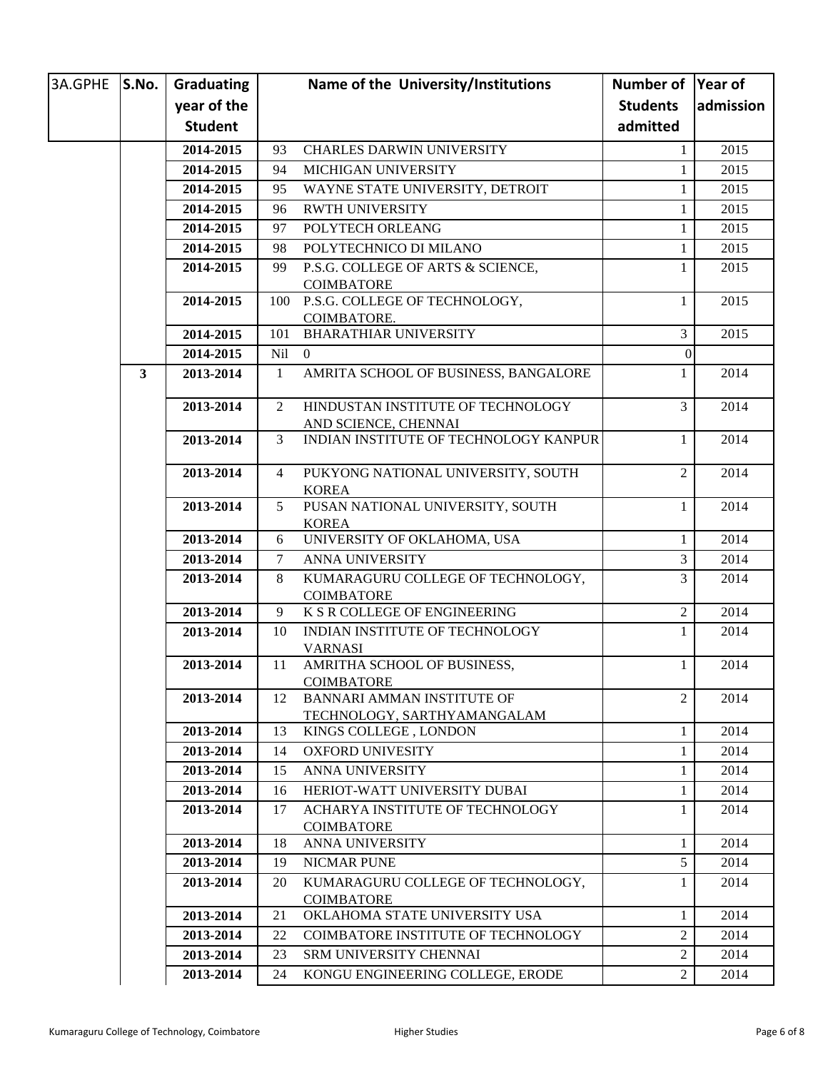| 3A.GPHE | S.No. | Graduating year of the Student | | Name of the University/Institutions | Number of Students admitted | Year of admission |
|---|---|---|---|---|---|---|
| | | 2014-2015 | 93 | CHARLES DARWIN UNIVERSITY | 1 | 2015 |
| | | 2014-2015 | 94 | MICHIGAN UNIVERSITY | 1 | 2015 |
| | | 2014-2015 | 95 | WAYNE STATE UNIVERSITY, DETROIT | 1 | 2015 |
| | | 2014-2015 | 96 | RWTH UNIVERSITY | 1 | 2015 |
| | | 2014-2015 | 97 | POLYTECH ORLEANG | 1 | 2015 |
| | | 2014-2015 | 98 | POLYTECHNICO DI MILANO | 1 | 2015 |
| | | 2014-2015 | 99 | P.S.G. COLLEGE OF ARTS & SCIENCE, COIMBATORE | 1 | 2015 |
| | | 2014-2015 | 100 | P.S.G. COLLEGE OF TECHNOLOGY, COIMBATORE. | 1 | 2015 |
| | | 2014-2015 | 101 | BHARATHIAR UNIVERSITY | 3 | 2015 |
| | | 2014-2015 | Nil | 0 | 0 | |
| | 3 | 2013-2014 | 1 | AMRITA SCHOOL OF BUSINESS, BANGALORE | 1 | 2014 |
| | | 2013-2014 | 2 | HINDUSTAN INSTITUTE OF TECHNOLOGY AND SCIENCE, CHENNAI | 3 | 2014 |
| | | 2013-2014 | 3 | INDIAN INSTITUTE OF TECHNOLOGY KANPUR | 1 | 2014 |
| | | 2013-2014 | 4 | PUKYONG NATIONAL UNIVERSITY, SOUTH KOREA | 2 | 2014 |
| | | 2013-2014 | 5 | PUSAN NATIONAL UNIVERSITY, SOUTH KOREA | 1 | 2014 |
| | | 2013-2014 | 6 | UNIVERSITY OF OKLAHOMA, USA | 1 | 2014 |
| | | 2013-2014 | 7 | ANNA UNIVERSITY | 3 | 2014 |
| | | 2013-2014 | 8 | KUMARAGURU COLLEGE OF TECHNOLOGY, COIMBATORE | 3 | 2014 |
| | | 2013-2014 | 9 | K S R COLLEGE OF ENGINEERING | 2 | 2014 |
| | | 2013-2014 | 10 | INDIAN INSTITUTE OF TECHNOLOGY VARNASI | 1 | 2014 |
| | | 2013-2014 | 11 | AMRITHA SCHOOL OF BUSINESS, COIMBATORE | 1 | 2014 |
| | | 2013-2014 | 12 | BANNARI AMMAN INSTITUTE OF TECHNOLOGY, SARTHYAMANGALAM | 2 | 2014 |
| | | 2013-2014 | 13 | KINGS COLLEGE , LONDON | 1 | 2014 |
| | | 2013-2014 | 14 | OXFORD UNIVESITY | 1 | 2014 |
| | | 2013-2014 | 15 | ANNA UNIVERSITY | 1 | 2014 |
| | | 2013-2014 | 16 | HERIOT-WATT UNIVERSITY DUBAI | 1 | 2014 |
| | | 2013-2014 | 17 | ACHARYA INSTITUTE OF TECHNOLOGY COIMBATORE | 1 | 2014 |
| | | 2013-2014 | 18 | ANNA UNIVERSITY | 1 | 2014 |
| | | 2013-2014 | 19 | NICMAR PUNE | 5 | 2014 |
| | | 2013-2014 | 20 | KUMARAGURU COLLEGE OF TECHNOLOGY, COIMBATORE | 1 | 2014 |
| | | 2013-2014 | 21 | OKLAHOMA STATE UNIVERSITY USA | 1 | 2014 |
| | | 2013-2014 | 22 | COIMBATORE INSTITUTE OF TECHNOLOGY | 2 | 2014 |
| | | 2013-2014 | 23 | SRM UNIVERSITY CHENNAI | 2 | 2014 |
| | | 2013-2014 | 24 | KONGU ENGINEERING COLLEGE, ERODE | 2 | 2014 |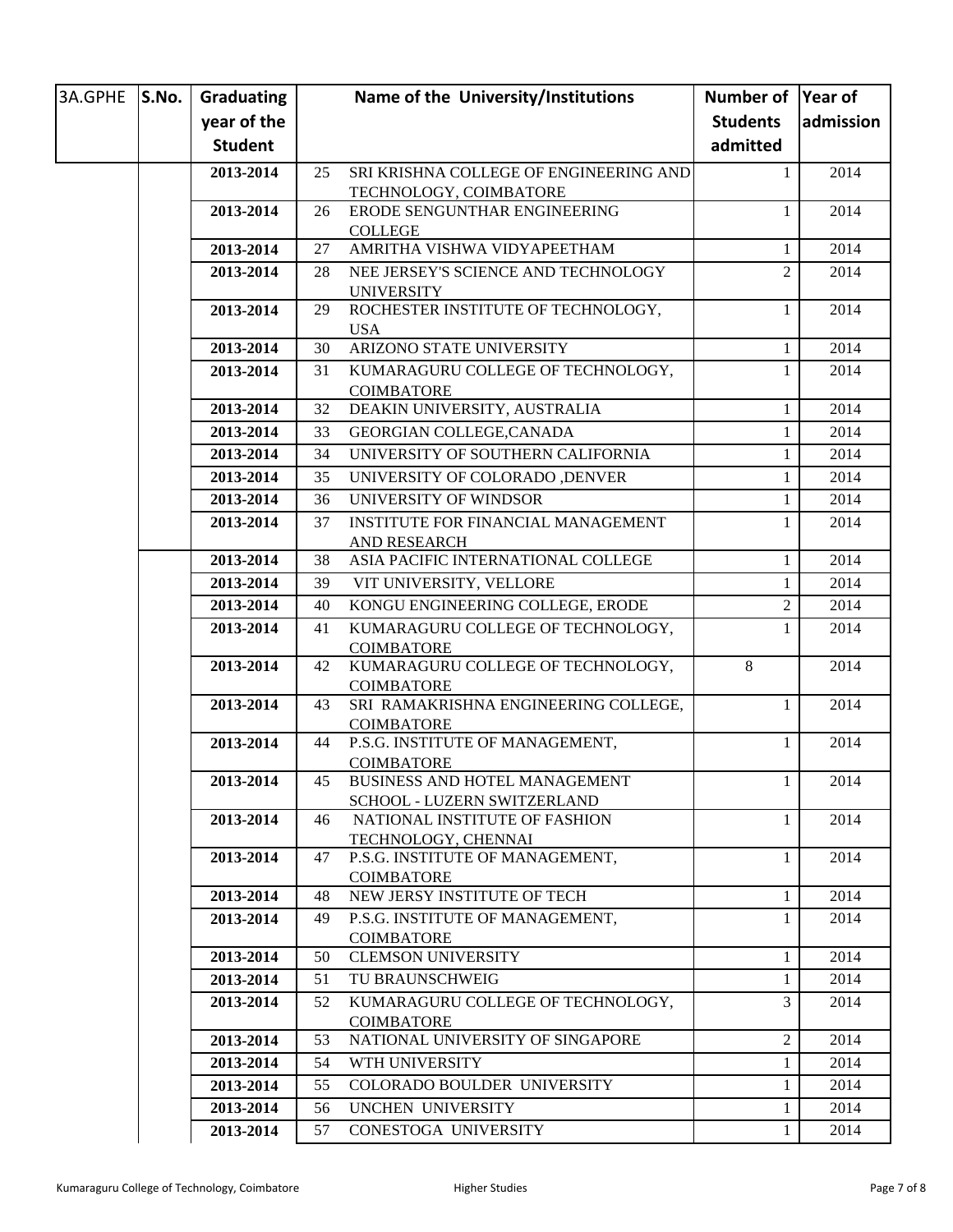| 3A.GPHE | S.No. | Graduating year of the Student | Name of the University/Institutions | | Number of Students admitted | Year of admission |
|---|---|---|---|---|---|---|
| | | 2013-2014 | 25 | SRI KRISHNA COLLEGE OF ENGINEERING AND TECHNOLOGY, COIMBATORE | 1 | 2014 |
| | | 2013-2014 | 26 | ERODE SENGUNTHAR ENGINEERING COLLEGE | 1 | 2014 |
| | | 2013-2014 | 27 | AMRITHA VISHWA VIDYAPEETHAM | 1 | 2014 |
| | | 2013-2014 | 28 | NEE JERSEY'S SCIENCE AND TECHNOLOGY UNIVERSITY | 2 | 2014 |
| | | 2013-2014 | 29 | ROCHESTER INSTITUTE OF TECHNOLOGY, USA | 1 | 2014 |
| | | 2013-2014 | 30 | ARIZONO STATE UNIVERSITY | 1 | 2014 |
| | | 2013-2014 | 31 | KUMARAGURU COLLEGE OF TECHNOLOGY, COIMBATORE | 1 | 2014 |
| | | 2013-2014 | 32 | DEAKIN UNIVERSITY, AUSTRALIA | 1 | 2014 |
| | | 2013-2014 | 33 | GEORGIAN COLLEGE,CANADA | 1 | 2014 |
| | | 2013-2014 | 34 | UNIVERSITY OF SOUTHERN CALIFORNIA | 1 | 2014 |
| | | 2013-2014 | 35 | UNIVERSITY OF COLORADO ,DENVER | 1 | 2014 |
| | | 2013-2014 | 36 | UNIVERSITY OF WINDSOR | 1 | 2014 |
| | | 2013-2014 | 37 | INSTITUTE FOR FINANCIAL MANAGEMENT AND RESEARCH | 1 | 2014 |
| | | 2013-2014 | 38 | ASIA PACIFIC INTERNATIONAL COLLEGE | 1 | 2014 |
| | | 2013-2014 | 39 | VIT UNIVERSITY, VELLORE | 1 | 2014 |
| | | 2013-2014 | 40 | KONGU ENGINEERING COLLEGE, ERODE | 2 | 2014 |
| | | 2013-2014 | 41 | KUMARAGURU COLLEGE OF TECHNOLOGY, COIMBATORE | 1 | 2014 |
| | | 2013-2014 | 42 | KUMARAGURU COLLEGE OF TECHNOLOGY, COIMBATORE | 8 | 2014 |
| | | 2013-2014 | 43 | SRI RAMAKRISHNA ENGINEERING COLLEGE, COIMBATORE | 1 | 2014 |
| | | 2013-2014 | 44 | P.S.G. INSTITUTE OF MANAGEMENT, COIMBATORE | 1 | 2014 |
| | | 2013-2014 | 45 | BUSINESS AND HOTEL MANAGEMENT SCHOOL - LUZERN SWITZERLAND | 1 | 2014 |
| | | 2013-2014 | 46 | NATIONAL INSTITUTE OF FASHION TECHNOLOGY, CHENNAI | 1 | 2014 |
| | | 2013-2014 | 47 | P.S.G. INSTITUTE OF MANAGEMENT, COIMBATORE | 1 | 2014 |
| | | 2013-2014 | 48 | NEW JERSY INSTITUTE OF TECH | 1 | 2014 |
| | | 2013-2014 | 49 | P.S.G. INSTITUTE OF MANAGEMENT, COIMBATORE | 1 | 2014 |
| | | 2013-2014 | 50 | CLEMSON UNIVERSITY | 1 | 2014 |
| | | 2013-2014 | 51 | TU BRAUNSCHWEIG | 1 | 2014 |
| | | 2013-2014 | 52 | KUMARAGURU COLLEGE OF TECHNOLOGY, COIMBATORE | 3 | 2014 |
| | | 2013-2014 | 53 | NATIONAL UNIVERSITY OF SINGAPORE | 2 | 2014 |
| | | 2013-2014 | 54 | WTH UNIVERSITY | 1 | 2014 |
| | | 2013-2014 | 55 | COLORADO BOULDER UNIVERSITY | 1 | 2014 |
| | | 2013-2014 | 56 | UNCHEN UNIVERSITY | 1 | 2014 |
| | | 2013-2014 | 57 | CONESTOGA UNIVERSITY | 1 | 2014 |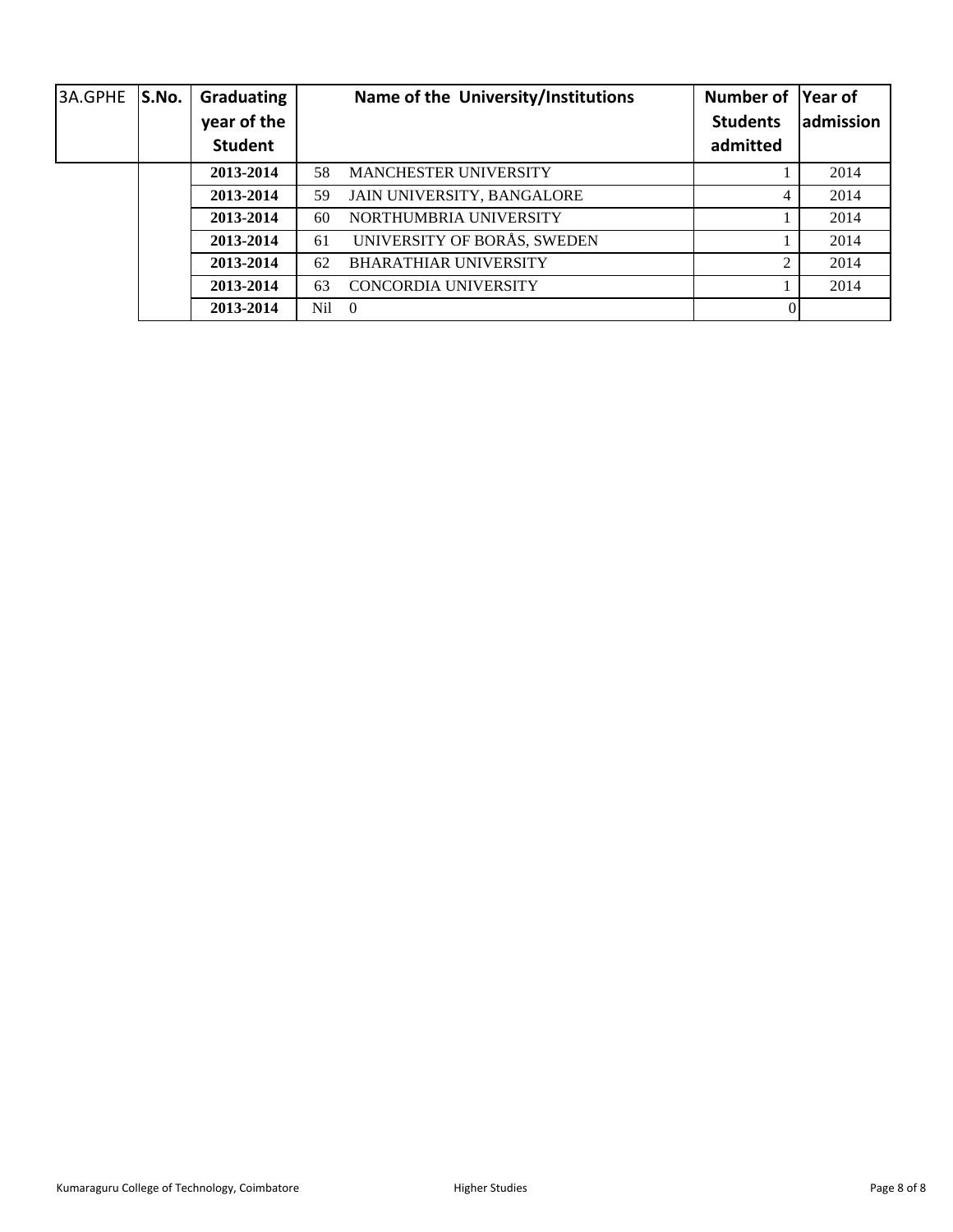| 3A.GPHE | S.No. | Graduating year of the Student | Name of the University/Institutions | | Number of Students admitted | Year of admission |
|---|---|---|---|---|---|---|
| | | 2013-2014 | 58 | MANCHESTER UNIVERSITY | 1 | 2014 |
| | | 2013-2014 | 59 | JAIN UNIVERSITY, BANGALORE | 4 | 2014 |
| | | 2013-2014 | 60 | NORTHUMBRIA UNIVERSITY | 1 | 2014 |
| | | 2013-2014 | 61 | UNIVERSITY OF BORÅS, SWEDEN | 1 | 2014 |
| | | 2013-2014 | 62 | BHARATHIAR UNIVERSITY | 2 | 2014 |
| | | 2013-2014 | 63 | CONCORDIA UNIVERSITY | 1 | 2014 |
| | | 2013-2014 | Nil | 0 | 0 | |

Kumaraguru College of Technology, Coimbatore — Higher Studies